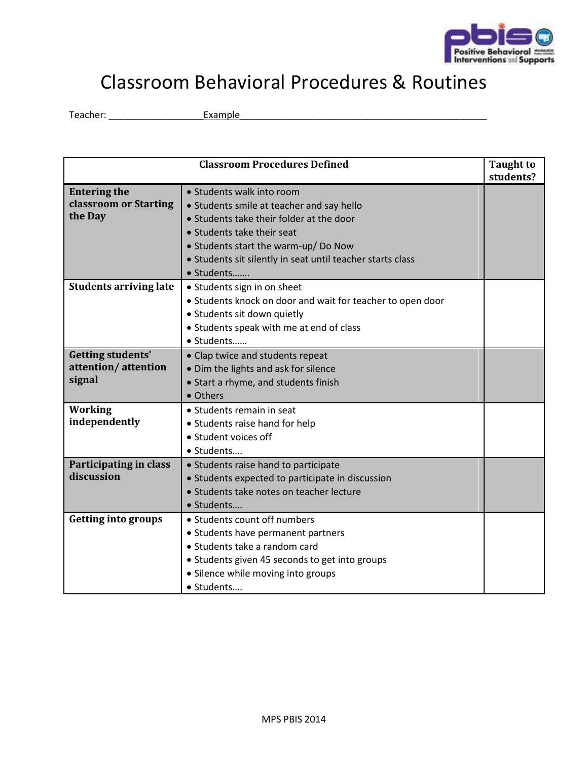# Classroom Behavioral Procedures & Routines

Teacher: ___________________Example__________________________________________________

| Classroom Procedures Defined | | Taught to students? |
|---|---|---|
| **Entering the classroom or Starting the Day** | • Students walk into room<br>• Students smile at teacher and say hello<br>• Students take their folder at the door<br>• Students take their seat<br>• Students start the warm-up/ Do Now<br>• Students sit silently in seat until teacher starts class<br>• Students……. | |
| **Students arriving late** | • Students sign in on sheet<br>• Students knock on door and wait for teacher to open door<br>• Students sit down quietly<br>• Students speak with me at end of class<br>• Students…… | |
| **Getting students' attention/ attention signal** | • Clap twice and students repeat<br>• Dim the lights and ask for silence<br>• Start a rhyme, and students finish<br>• Others | |
| **Working independently** | • Students remain in seat<br>• Students raise hand for help<br>• Student voices off<br>• Students…. | |
| **Participating in class discussion** | • Students raise hand to participate<br>• Students expected to participate in discussion<br>• Students take notes on teacher lecture<br>• Students…. | |
| **Getting into groups** | • Students count off numbers<br>• Students have permanent partners<br>• Students take a random card<br>• Students given 45 seconds to get into groups<br>• Silence while moving into groups<br>• Students…. | |

MPS PBIS 2014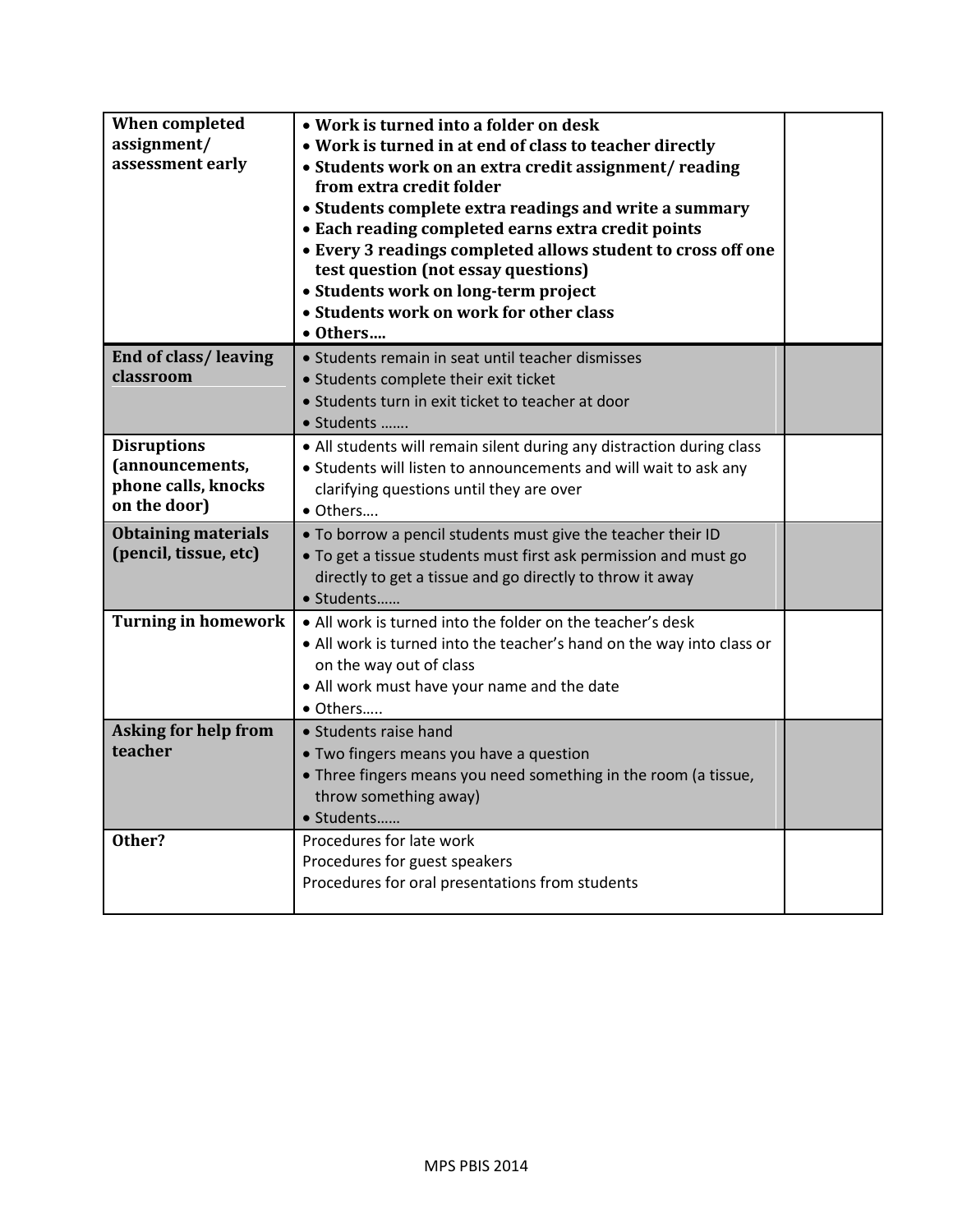| | | |
|---|---|---|
| **When completed assignment/ assessment early** | • **Work is turned into a folder on desk**<br>• **Work is turned in at end of class to teacher directly**<br>• **Students work on an extra credit assignment/ reading from extra credit folder**<br>• **Students complete extra readings and write a summary**<br>• **Each reading completed earns extra credit points**<br>• **Every 3 readings completed allows student to cross off one test question (not essay questions)**<br>• **Students work on long-term project**<br>• **Students work on work for other class**<br>• **Others….** | |
| **End of class/ leaving classroom** | • Students remain in seat until teacher dismisses<br>• Students complete their exit ticket<br>• Students turn in exit ticket to teacher at door<br>• Students ……. | |
| **Disruptions (announcements, phone calls, knocks on the door)** | • All students will remain silent during any distraction during class<br>• Students will listen to announcements and will wait to ask any clarifying questions until they are over<br>• Others…. | |
| **Obtaining materials (pencil, tissue, etc)** | • To borrow a pencil students must give the teacher their ID<br>• To get a tissue students must first ask permission and must go directly to get a tissue and go directly to throw it away<br>• Students…… | |
| **Turning in homework** | • All work is turned into the folder on the teacher's desk<br>• All work is turned into the teacher's hand on the way into class or on the way out of class<br>• All work must have your name and the date<br>• Others….. | |
| **Asking for help from teacher** | • Students raise hand<br>• Two fingers means you have a question<br>• Three fingers means you need something in the room (a tissue, throw something away)<br>• Students…… | |
| **Other?** | Procedures for late work<br>Procedures for guest speakers<br>Procedures for oral presentations from students | |